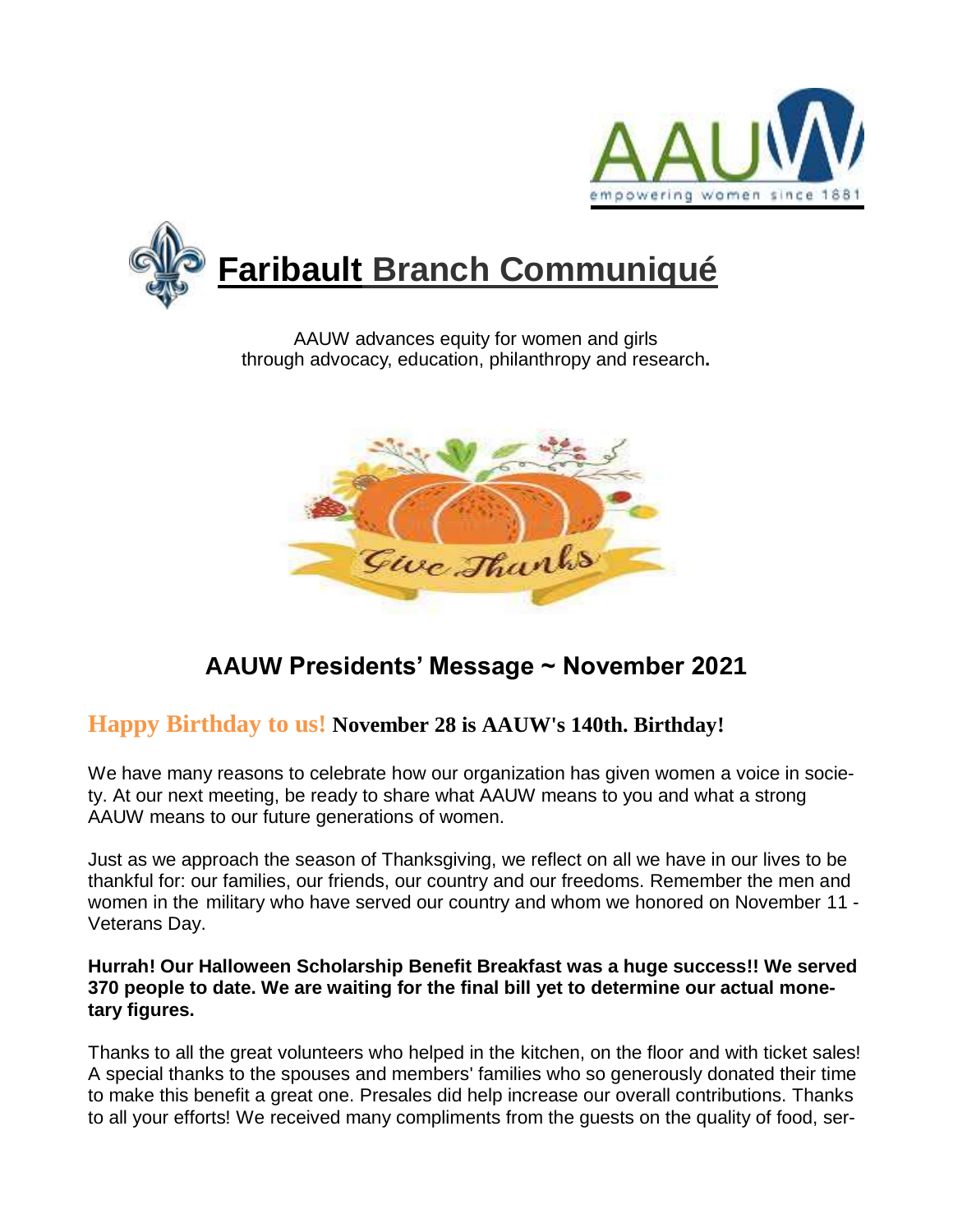# Faribault Branch Communiqué

AAUW advances equity for women and girls
through advocacy, education, philanthropy and research.

## AAUW Presidents' Message ~ November 2021

### Happy Birthday to us! November 28 is AAUW's 140th. Birthday!

We have many reasons to celebrate how our organization has given women a voice in society. At our next meeting, be ready to share what AAUW means to you and what a strong AAUW means to our future generations of women.

Just as we approach the season of Thanksgiving, we reflect on all we have in our lives to be thankful for: our families, our friends, our country and our freedoms. Remember the men and women in the military who have served our country and whom we honored on November 11 - Veterans Day.

**Hurrah! Our Halloween Scholarship Benefit Breakfast was a huge success!! We served 370 people to date. We are waiting for the final bill yet to determine our actual monetary figures.**

Thanks to all the great volunteers who helped in the kitchen, on the floor and with ticket sales! A special thanks to the spouses and members' families who so generously donated their time to make this benefit a great one. Presales did help increase our overall contributions. Thanks to all your efforts! We received many compliments from the guests on the quality of food, ser-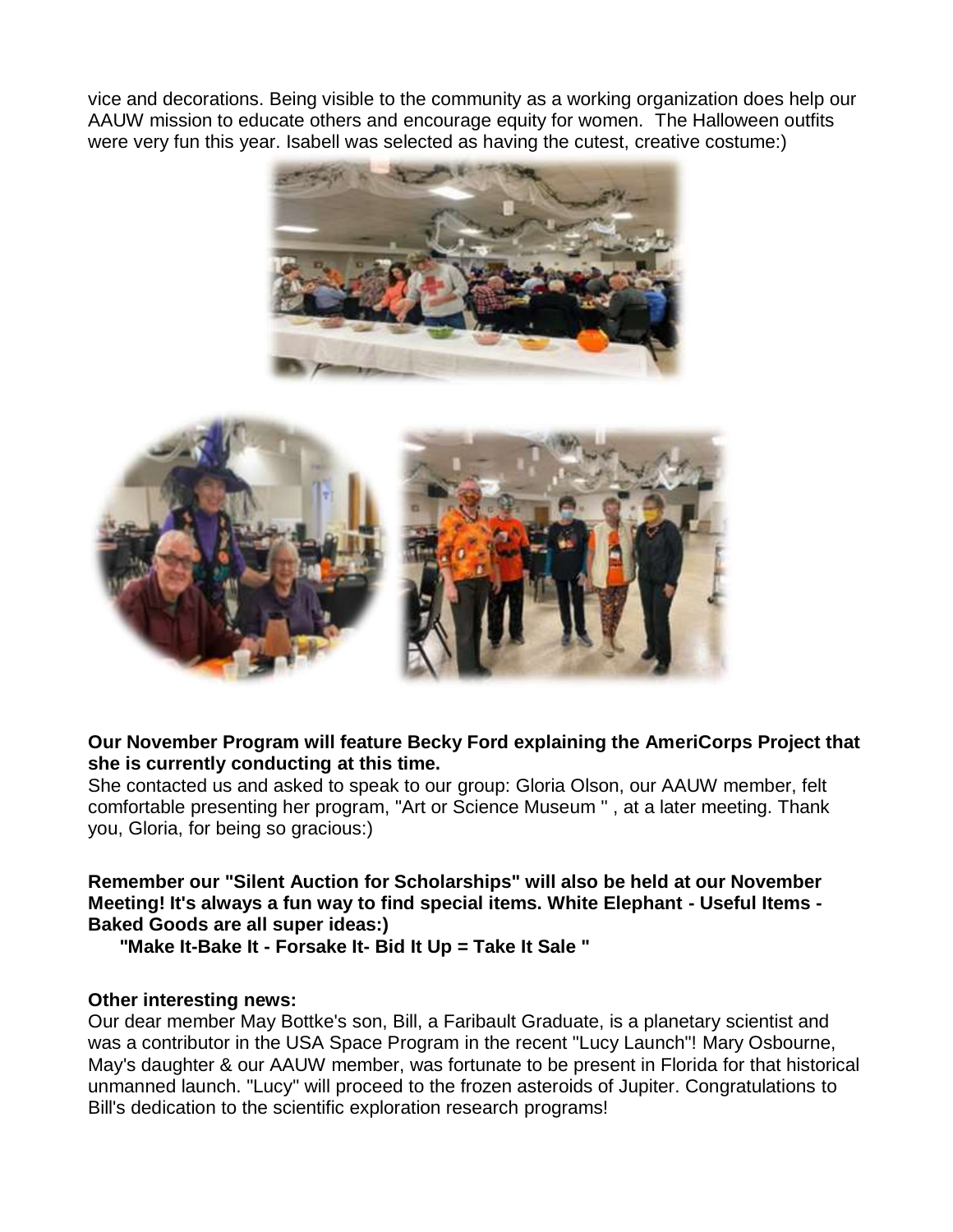vice and decorations. Being visible to the community as a working organization does help our AAUW mission to educate others and encourage equity for women. The Halloween outfits were very fun this year. Isabell was selected as having the cutest, creative costume:)

**Our November Program will feature Becky Ford explaining the AmeriCorps Project that she is currently conducting at this time.**

She contacted us and asked to speak to our group: Gloria Olson, our AAUW member, felt comfortable presenting her program, "Art or Science Museum " , at a later meeting. Thank you, Gloria, for being so gracious:)

**Remember our "Silent Auction for Scholarships" will also be held at our November Meeting! It's always a fun way to find special items. White Elephant - Useful Items - Baked Goods are all super ideas:)**

**"Make It-Bake It - Forsake It- Bid It Up = Take It Sale "**

**Other interesting news:**

Our dear member May Bottke's son, Bill, a Faribault Graduate, is a planetary scientist and was a contributor in the USA Space Program in the recent "Lucy Launch"! Mary Osbourne, May's daughter & our AAUW member, was fortunate to be present in Florida for that historical unmanned launch. "Lucy" will proceed to the frozen asteroids of Jupiter. Congratulations to Bill's dedication to the scientific exploration research programs!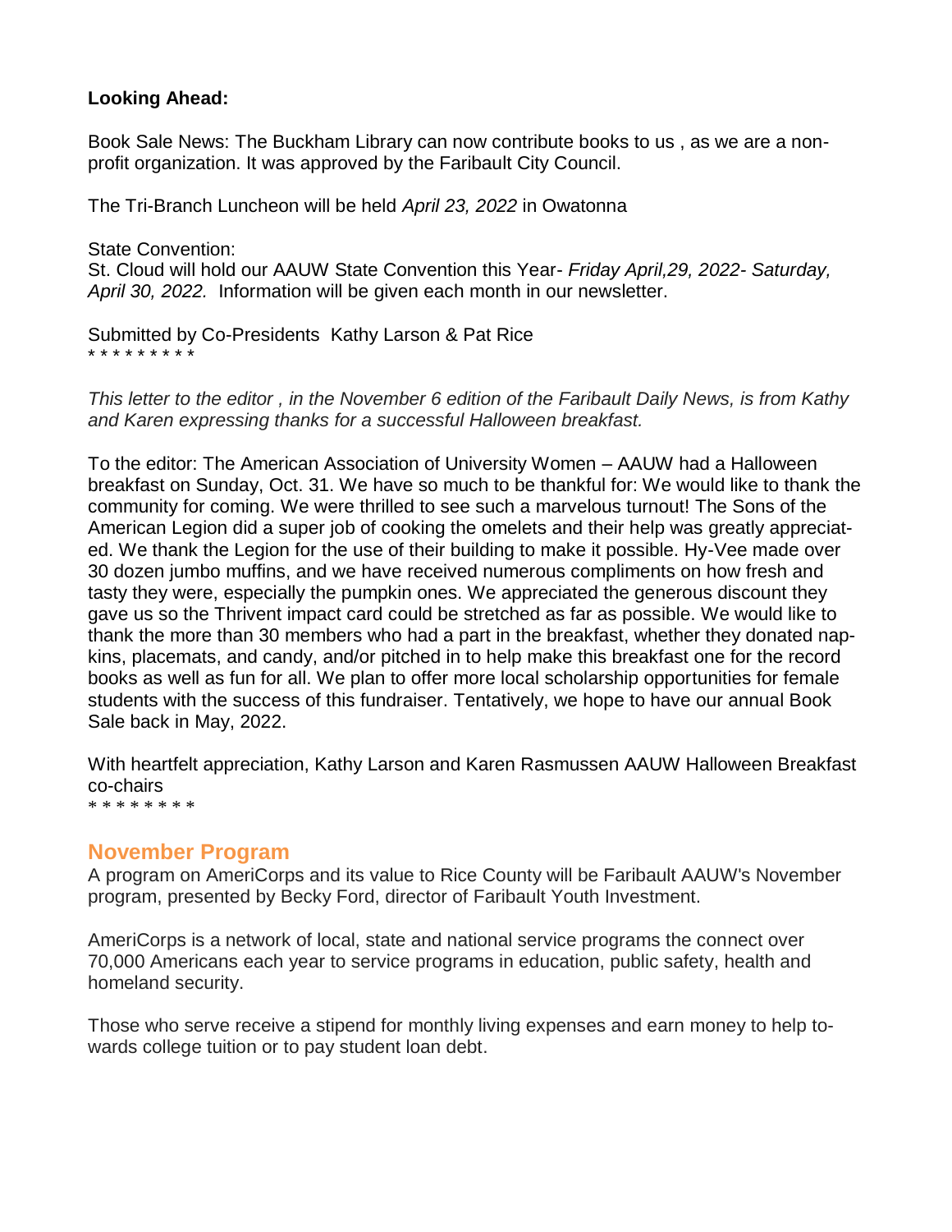**Looking Ahead:**

Book Sale News: The Buckham Library can now contribute books to us , as we are a non-profit organization. It was approved by the Faribault City Council.

The Tri-Branch Luncheon will be held *April 23, 2022* in Owatonna

State Convention:
St. Cloud will hold our AAUW State Convention this Year- *Friday April,29, 2022- Saturday, April 30, 2022.* Information will be given each month in our newsletter.

Submitted by Co-Presidents Kathy Larson & Pat Rice
* * * * * * * * *

*This letter to the editor , in the November 6 edition of the Faribault Daily News, is from Kathy and Karen expressing thanks for a successful Halloween breakfast.*

To the editor: The American Association of University Women – AAUW had a Halloween breakfast on Sunday, Oct. 31. We have so much to be thankful for: We would like to thank the community for coming. We were thrilled to see such a marvelous turnout! The Sons of the American Legion did a super job of cooking the omelets and their help was greatly appreciated. We thank the Legion for the use of their building to make it possible. Hy-Vee made over 30 dozen jumbo muffins, and we have received numerous compliments on how fresh and tasty they were, especially the pumpkin ones. We appreciated the generous discount they gave us so the Thrivent impact card could be stretched as far as possible. We would like to thank the more than 30 members who had a part in the breakfast, whether they donated napkins, placemats, and candy, and/or pitched in to help make this breakfast one for the record books as well as fun for all. We plan to offer more local scholarship opportunities for female students with the success of this fundraiser. Tentatively, we hope to have our annual Book Sale back in May, 2022.

With heartfelt appreciation, Kathy Larson and Karen Rasmussen AAUW Halloween Breakfast co-chairs
* * * * * * * *

## November Program

A program on AmeriCorps and its value to Rice County will be Faribault AAUW's November program, presented by Becky Ford, director of Faribault Youth Investment.

AmeriCorps is a network of local, state and national service programs the connect over 70,000 Americans each year to service programs in education, public safety, health and homeland security.

Those who serve receive a stipend for monthly living expenses and earn money to help towards college tuition or to pay student loan debt.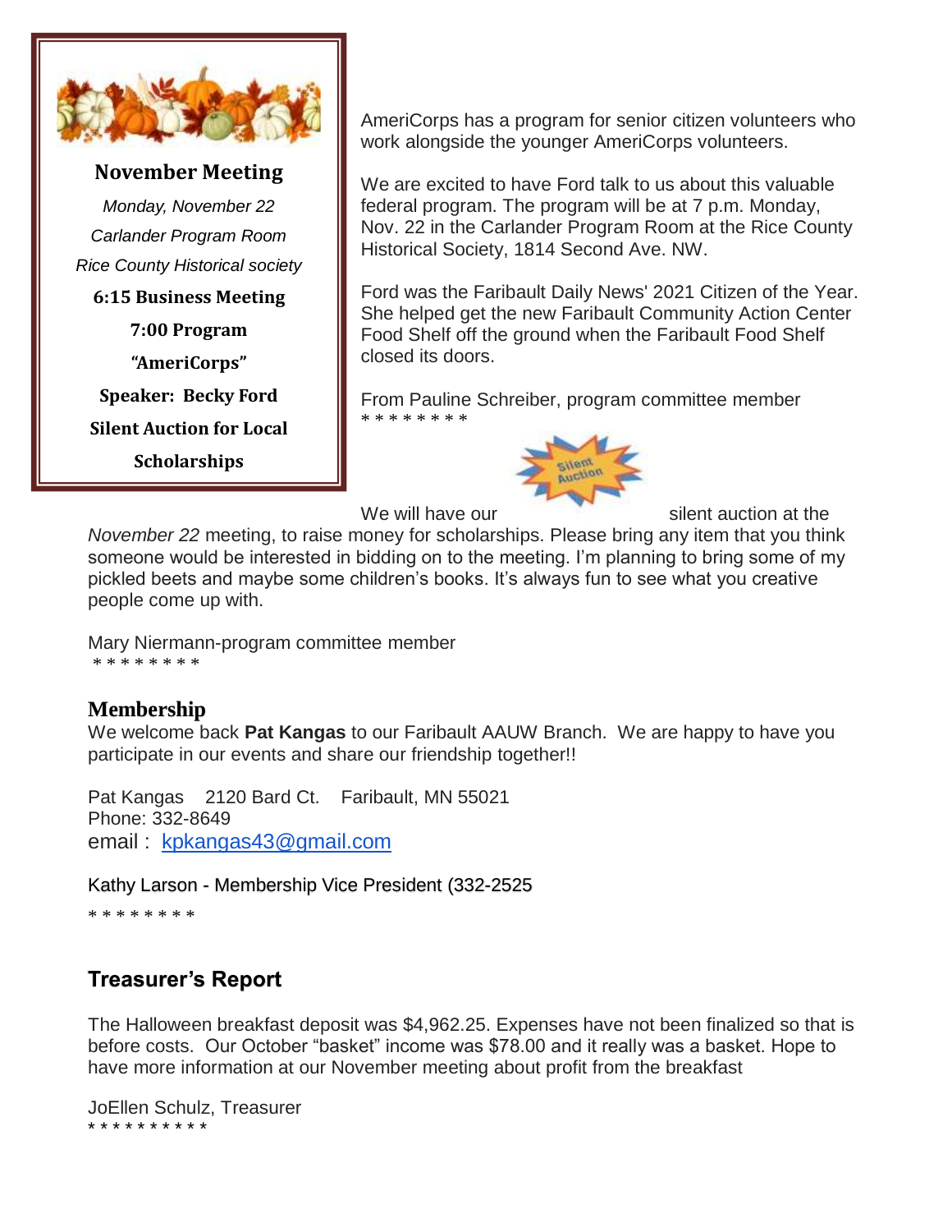### November Meeting

*Monday, November 22*

*Carlander Program Room*

*Rice County Historical society*

**6:15 Business Meeting**

**7:00 Program**

**"AmeriCorps"**

**Speaker: Becky Ford**

**Silent Auction for Local Scholarships**

AmeriCorps has a program for senior citizen volunteers who work alongside the younger AmeriCorps volunteers.

We are excited to have Ford talk to us about this valuable federal program. The program will be at 7 p.m. Monday, Nov. 22 in the Carlander Program Room at the Rice County Historical Society, 1814 Second Ave. NW.

Ford was the Faribault Daily News' 2021 Citizen of the Year. She helped get the new Faribault Community Action Center Food Shelf off the ground when the Faribault Food Shelf closed its doors.

From Pauline Schreiber, program committee member

* * * * * * * *

We will have our Silent Auction silent auction at the *November 22* meeting, to raise money for scholarships. Please bring any item that you think someone would be interested in bidding on to the meeting. I'm planning to bring some of my pickled beets and maybe some children's books. It's always fun to see what you creative people come up with.

Mary Niermann-program committee member

* * * * * * * *

## Membership

We welcome back **Pat Kangas** to our Faribault AAUW Branch. We are happy to have you participate in our events and share our friendship together!!

Pat Kangas    2120 Bard Ct.    Faribault, MN 55021
Phone: 332-8649
email : [kpkangas43@gmail.com](mailto:kpkangas43@gmail.com)

Kathy Larson - Membership Vice President (332-2525

* * * * * * * *

## Treasurer's Report

The Halloween breakfast deposit was $4,962.25. Expenses have not been finalized so that is before costs. Our October "basket" income was $78.00 and it really was a basket. Hope to have more information at our November meeting about profit from the breakfast

JoEllen Schulz, Treasurer

* * * * * * * * * *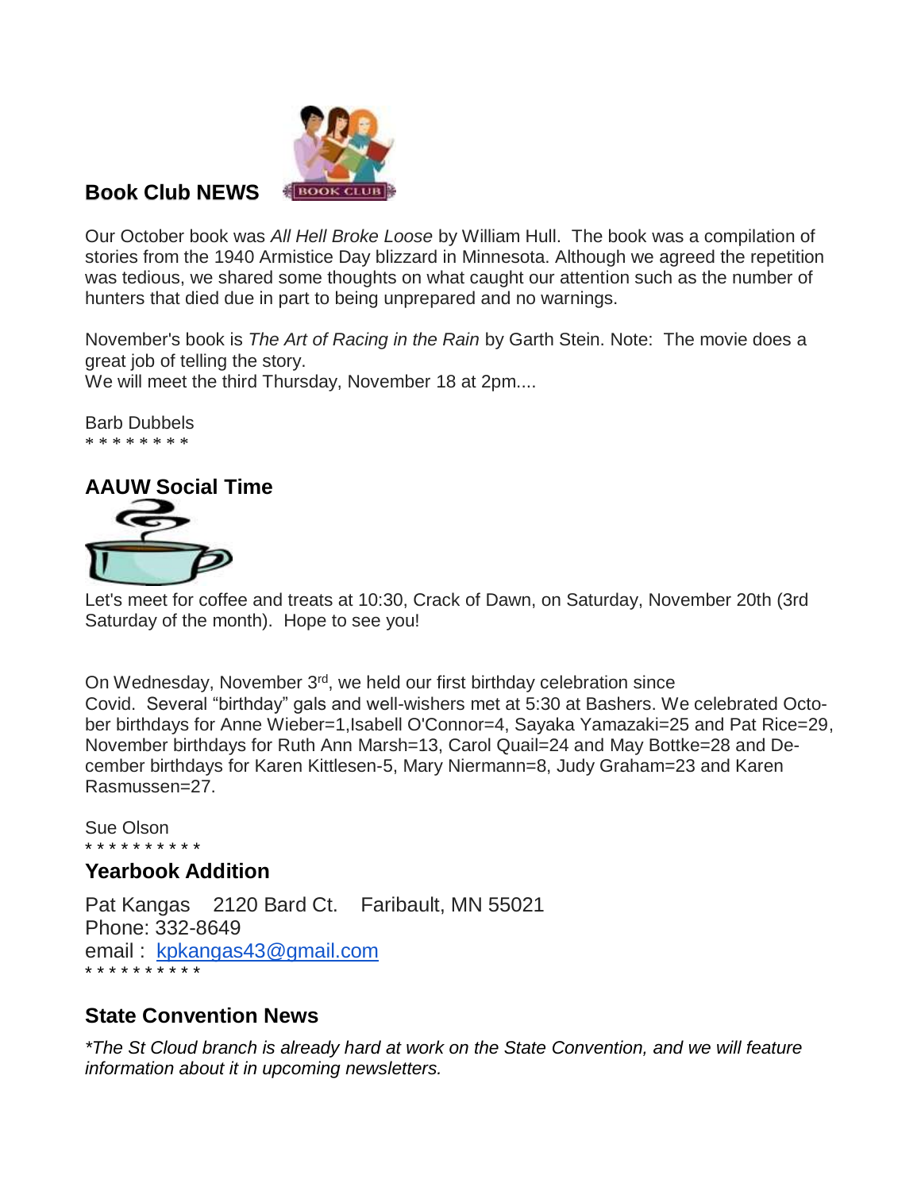## Book Club NEWS

Our October book was *All Hell Broke Loose* by William Hull. The book was a compilation of stories from the 1940 Armistice Day blizzard in Minnesota. Although we agreed the repetition was tedious, we shared some thoughts on what caught our attention such as the number of hunters that died due in part to being unprepared and no warnings.

November's book is *The Art of Racing in the Rain* by Garth Stein. Note: The movie does a great job of telling the story.
We will meet the third Thursday, November 18 at 2pm....

Barb Dubbels
* * * * * * * *

## AAUW Social Time

Let's meet for coffee and treats at 10:30, Crack of Dawn, on Saturday, November 20th (3rd Saturday of the month). Hope to see you!

On Wednesday, November 3rd, we held our first birthday celebration since Covid. Several "birthday" gals and well-wishers met at 5:30 at Bashers. We celebrated October birthdays for Anne Wieber=1,Isabell O'Connor=4, Sayaka Yamazaki=25 and Pat Rice=29, November birthdays for Ruth Ann Marsh=13, Carol Quail=24 and May Bottke=28 and December birthdays for Karen Kittlesen-5, Mary Niermann=8, Judy Graham=23 and Karen Rasmussen=27.

Sue Olson
* * * * * * * * * *

## Yearbook Addition

Pat Kangas 2120 Bard Ct. Faribault, MN 55021
Phone: 332-8649
email : kpkangas43@gmail.com
* * * * * * * * * *

## State Convention News

*\*The St Cloud branch is already hard at work on the State Convention, and we will feature information about it in upcoming newsletters.*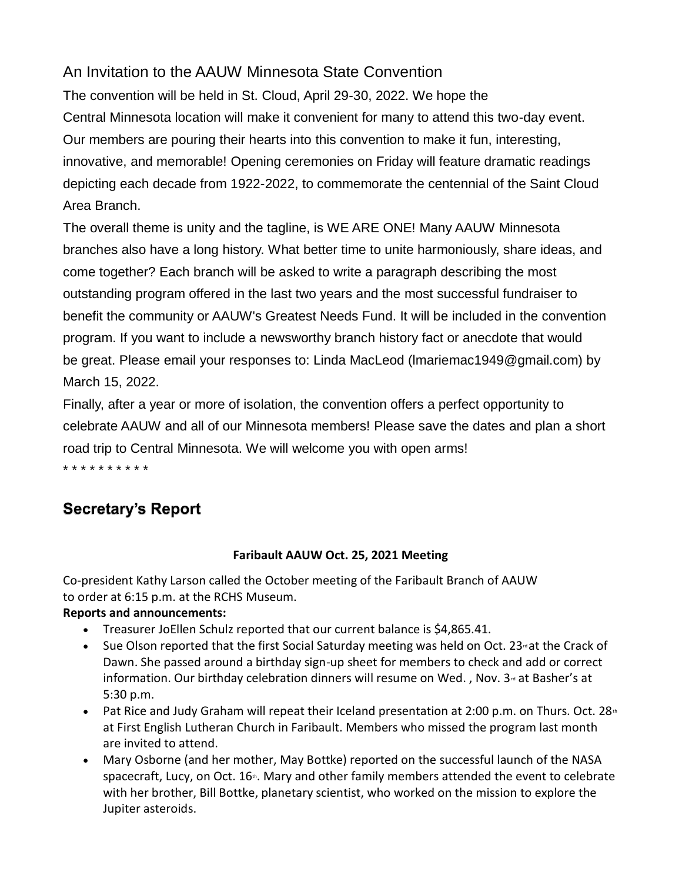## An Invitation to the AAUW Minnesota State Convention

The convention will be held in St. Cloud, April 29-30, 2022. We hope the Central Minnesota location will make it convenient for many to attend this two-day event. Our members are pouring their hearts into this convention to make it fun, interesting, innovative, and memorable! Opening ceremonies on Friday will feature dramatic readings depicting each decade from 1922-2022, to commemorate the centennial of the Saint Cloud Area Branch.

The overall theme is unity and the tagline, is WE ARE ONE! Many AAUW Minnesota branches also have a long history. What better time to unite harmoniously, share ideas, and come together? Each branch will be asked to write a paragraph describing the most outstanding program offered in the last two years and the most successful fundraiser to benefit the community or AAUW's Greatest Needs Fund. It will be included in the convention program. If you want to include a newsworthy branch history fact or anecdote that would be great. Please email your responses to: Linda MacLeod (lmariemac1949@gmail.com) by March 15, 2022.

Finally, after a year or more of isolation, the convention offers a perfect opportunity to celebrate AAUW and all of our Minnesota members! Please save the dates and plan a short road trip to Central Minnesota. We will welcome you with open arms!

\* \* \* \* \* \* \* \* \* \*

## Secretary's Report

**Faribault AAUW Oct. 25, 2021 Meeting**

Co-president Kathy Larson called the October meeting of the Faribault Branch of AAUW to order at 6:15 p.m. at the RCHS Museum.

**Reports and announcements:**

- Treasurer JoEllen Schulz reported that our current balance is $4,865.41.
- Sue Olson reported that the first Social Saturday meeting was held on Oct. 23rd at the Crack of Dawn. She passed around a birthday sign-up sheet for members to check and add or correct information. Our birthday celebration dinners will resume on Wed. , Nov. 3rd at Basher's at 5:30 p.m.
- Pat Rice and Judy Graham will repeat their Iceland presentation at 2:00 p.m. on Thurs. Oct. 28th at First English Lutheran Church in Faribault. Members who missed the program last month are invited to attend.
- Mary Osborne (and her mother, May Bottke) reported on the successful launch of the NASA spacecraft, Lucy, on Oct. 16th. Mary and other family members attended the event to celebrate with her brother, Bill Bottke, planetary scientist, who worked on the mission to explore the Jupiter asteroids.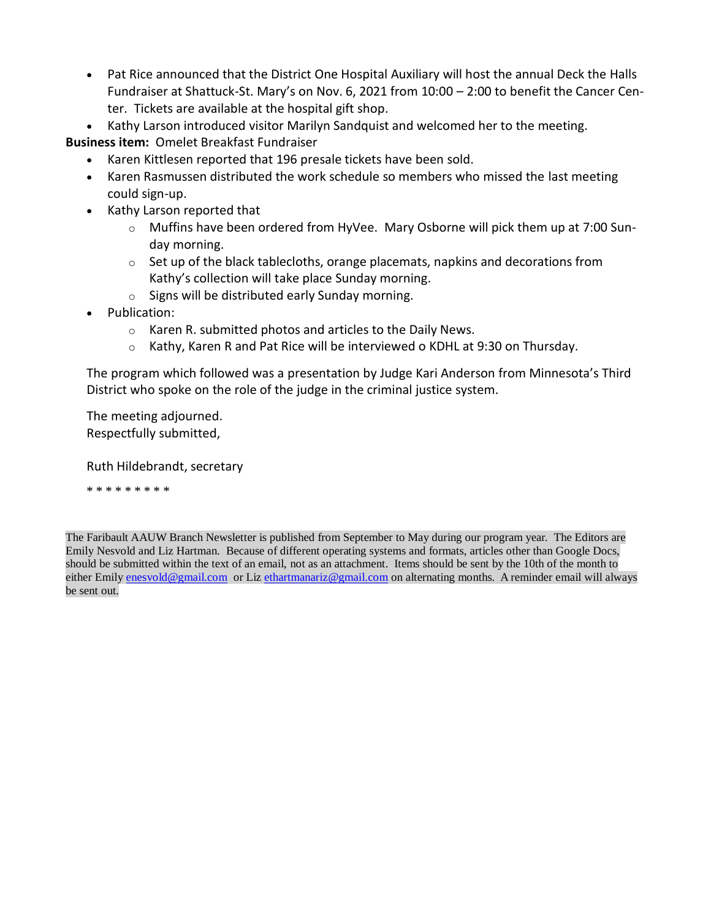- Pat Rice announced that the District One Hospital Auxiliary will host the annual Deck the Halls Fundraiser at Shattuck-St. Mary's on Nov. 6, 2021 from 10:00 – 2:00 to benefit the Cancer Center. Tickets are available at the hospital gift shop.
- Kathy Larson introduced visitor Marilyn Sandquist and welcomed her to the meeting.

**Business item:** Omelet Breakfast Fundraiser

- Karen Kittlesen reported that 196 presale tickets have been sold.
- Karen Rasmussen distributed the work schedule so members who missed the last meeting could sign-up.
- Kathy Larson reported that
  - Muffins have been ordered from HyVee. Mary Osborne will pick them up at 7:00 Sunday morning.
  - Set up of the black tablecloths, orange placemats, napkins and decorations from Kathy's collection will take place Sunday morning.
  - Signs will be distributed early Sunday morning.
- Publication:
  - Karen R. submitted photos and articles to the Daily News.
  - Kathy, Karen R and Pat Rice will be interviewed o KDHL at 9:30 on Thursday.

The program which followed was a presentation by Judge Kari Anderson from Minnesota's Third District who spoke on the role of the judge in the criminal justice system.

The meeting adjourned.
Respectfully submitted,

Ruth Hildebrandt, secretary

* * * * * * * * *

The Faribault AAUW Branch Newsletter is published from September to May during our program year. The Editors are Emily Nesvold and Liz Hartman. Because of different operating systems and formats, articles other than Google Docs, should be submitted within the text of an email, not as an attachment. Items should be sent by the 10th of the month to either Emily enesvold@gmail.com or Liz ethartmanariz@gmail.com on alternating months. A reminder email will always be sent out.